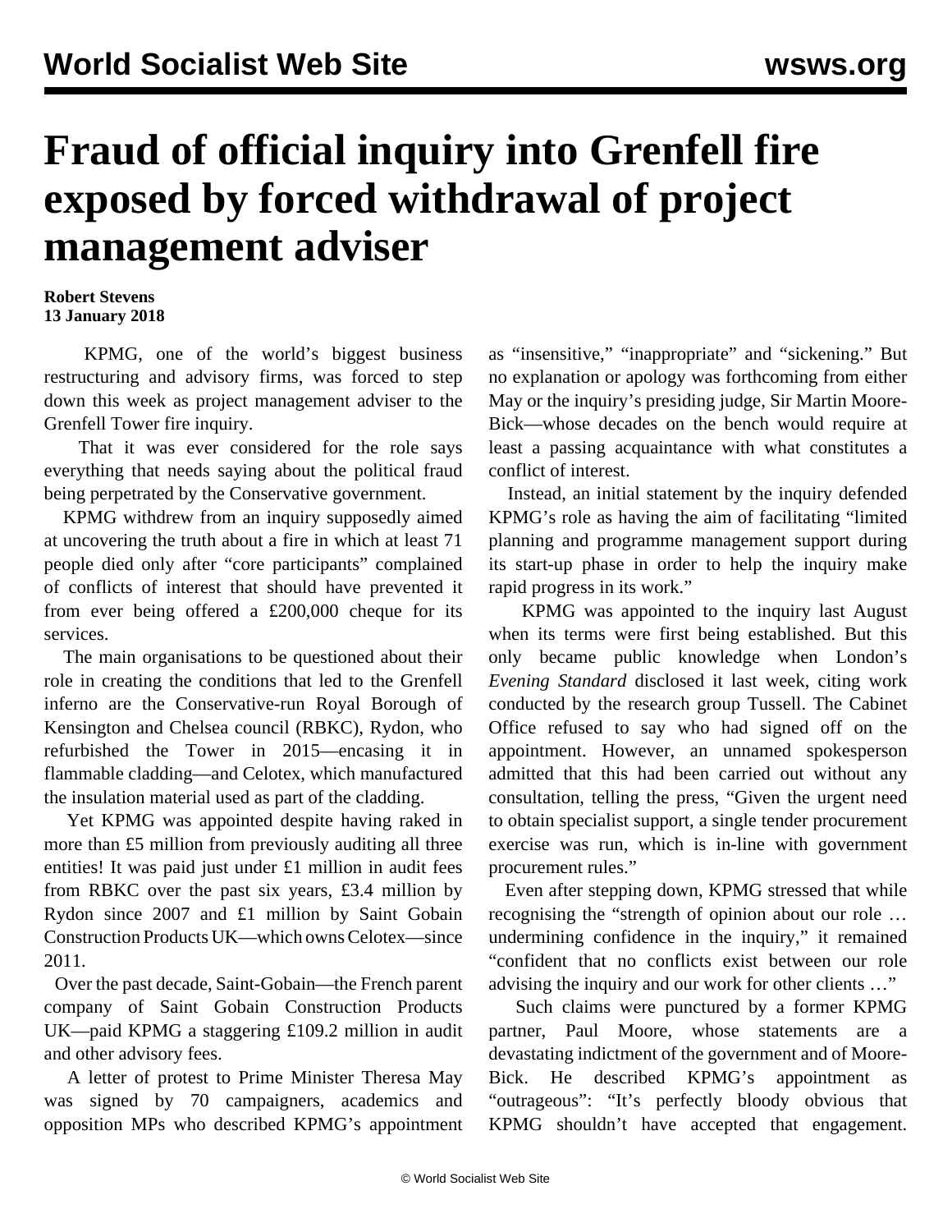# Fraud of official inquiry into Grenfell fire exposed by forced withdrawal of project management adviser

**Robert Stevens**
**13 January 2018**

KPMG, one of the world's biggest business restructuring and advisory firms, was forced to step down this week as project management adviser to the Grenfell Tower fire inquiry.

That it was ever considered for the role says everything that needs saying about the political fraud being perpetrated by the Conservative government.

KPMG withdrew from an inquiry supposedly aimed at uncovering the truth about a fire in which at least 71 people died only after "core participants" complained of conflicts of interest that should have prevented it from ever being offered a £200,000 cheque for its services.

The main organisations to be questioned about their role in creating the conditions that led to the Grenfell inferno are the Conservative-run Royal Borough of Kensington and Chelsea council (RBKC), Rydon, who refurbished the Tower in 2015—encasing it in flammable cladding—and Celotex, which manufactured the insulation material used as part of the cladding.

Yet KPMG was appointed despite having raked in more than £5 million from previously auditing all three entities! It was paid just under £1 million in audit fees from RBKC over the past six years, £3.4 million by Rydon since 2007 and £1 million by Saint Gobain Construction Products UK—which owns Celotex—since 2011.

Over the past decade, Saint-Gobain—the French parent company of Saint Gobain Construction Products UK—paid KPMG a staggering £109.2 million in audit and other advisory fees.

A letter of protest to Prime Minister Theresa May was signed by 70 campaigners, academics and opposition MPs who described KPMG's appointment as "insensitive," "inappropriate" and "sickening." But no explanation or apology was forthcoming from either May or the inquiry's presiding judge, Sir Martin Moore-Bick—whose decades on the bench would require at least a passing acquaintance with what constitutes a conflict of interest.

Instead, an initial statement by the inquiry defended KPMG's role as having the aim of facilitating "limited planning and programme management support during its start-up phase in order to help the inquiry make rapid progress in its work."

KPMG was appointed to the inquiry last August when its terms were first being established. But this only became public knowledge when London's *Evening Standard* disclosed it last week, citing work conducted by the research group Tussell. The Cabinet Office refused to say who had signed off on the appointment. However, an unnamed spokesperson admitted that this had been carried out without any consultation, telling the press, "Given the urgent need to obtain specialist support, a single tender procurement exercise was run, which is in-line with government procurement rules."

Even after stepping down, KPMG stressed that while recognising the "strength of opinion about our role … undermining confidence in the inquiry," it remained "confident that no conflicts exist between our role advising the inquiry and our work for other clients …"

Such claims were punctured by a former KPMG partner, Paul Moore, whose statements are a devastating indictment of the government and of Moore-Bick. He described KPMG's appointment as "outrageous": "It's perfectly bloody obvious that KPMG shouldn't have accepted that engagement.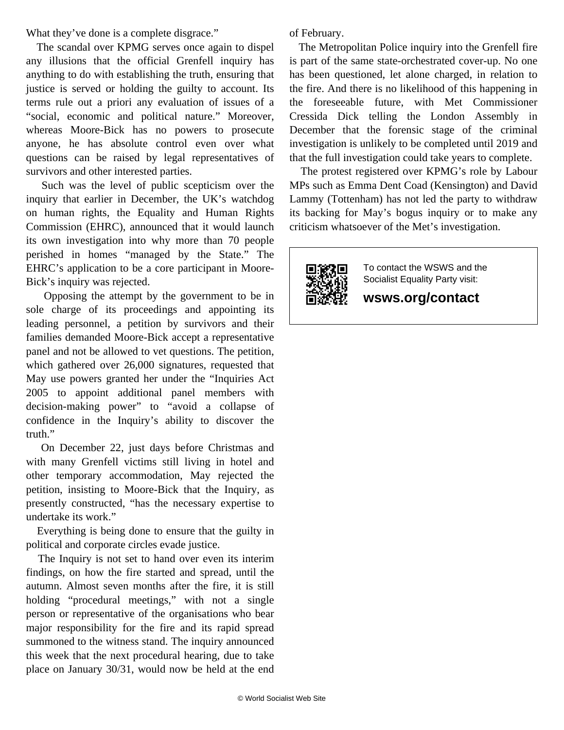What they've done is a complete disgrace."

The scandal over KPMG serves once again to dispel any illusions that the official Grenfell inquiry has anything to do with establishing the truth, ensuring that justice is served or holding the guilty to account. Its terms rule out a priori any evaluation of issues of a "social, economic and political nature." Moreover, whereas Moore-Bick has no powers to prosecute anyone, he has absolute control even over what questions can be raised by legal representatives of survivors and other interested parties.

Such was the level of public scepticism over the inquiry that earlier in December, the UK's watchdog on human rights, the Equality and Human Rights Commission (EHRC), announced that it would launch its own investigation into why more than 70 people perished in homes "managed by the State." The EHRC's application to be a core participant in Moore-Bick's inquiry was rejected.

Opposing the attempt by the government to be in sole charge of its proceedings and appointing its leading personnel, a petition by survivors and their families demanded Moore-Bick accept a representative panel and not be allowed to vet questions. The petition, which gathered over 26,000 signatures, requested that May use powers granted her under the "Inquiries Act 2005 to appoint additional panel members with decision-making power" to "avoid a collapse of confidence in the Inquiry's ability to discover the truth."

On December 22, just days before Christmas and with many Grenfell victims still living in hotel and other temporary accommodation, May rejected the petition, insisting to Moore-Bick that the Inquiry, as presently constructed, "has the necessary expertise to undertake its work."

Everything is being done to ensure that the guilty in political and corporate circles evade justice.

The Inquiry is not set to hand over even its interim findings, on how the fire started and spread, until the autumn. Almost seven months after the fire, it is still holding "procedural meetings," with not a single person or representative of the organisations who bear major responsibility for the fire and its rapid spread summoned to the witness stand. The inquiry announced this week that the next procedural hearing, due to take place on January 30/31, would now be held at the end of February.

The Metropolitan Police inquiry into the Grenfell fire is part of the same state-orchestrated cover-up. No one has been questioned, let alone charged, in relation to the fire. And there is no likelihood of this happening in the foreseeable future, with Met Commissioner Cressida Dick telling the London Assembly in December that the forensic stage of the criminal investigation is unlikely to be completed until 2019 and that the full investigation could take years to complete.

The protest registered over KPMG's role by Labour MPs such as Emma Dent Coad (Kensington) and David Lammy (Tottenham) has not led the party to withdraw its backing for May's bogus inquiry or to make any criticism whatsoever of the Met's investigation.

To contact the WSWS and the Socialist Equality Party visit:

**wsws.org/contact**